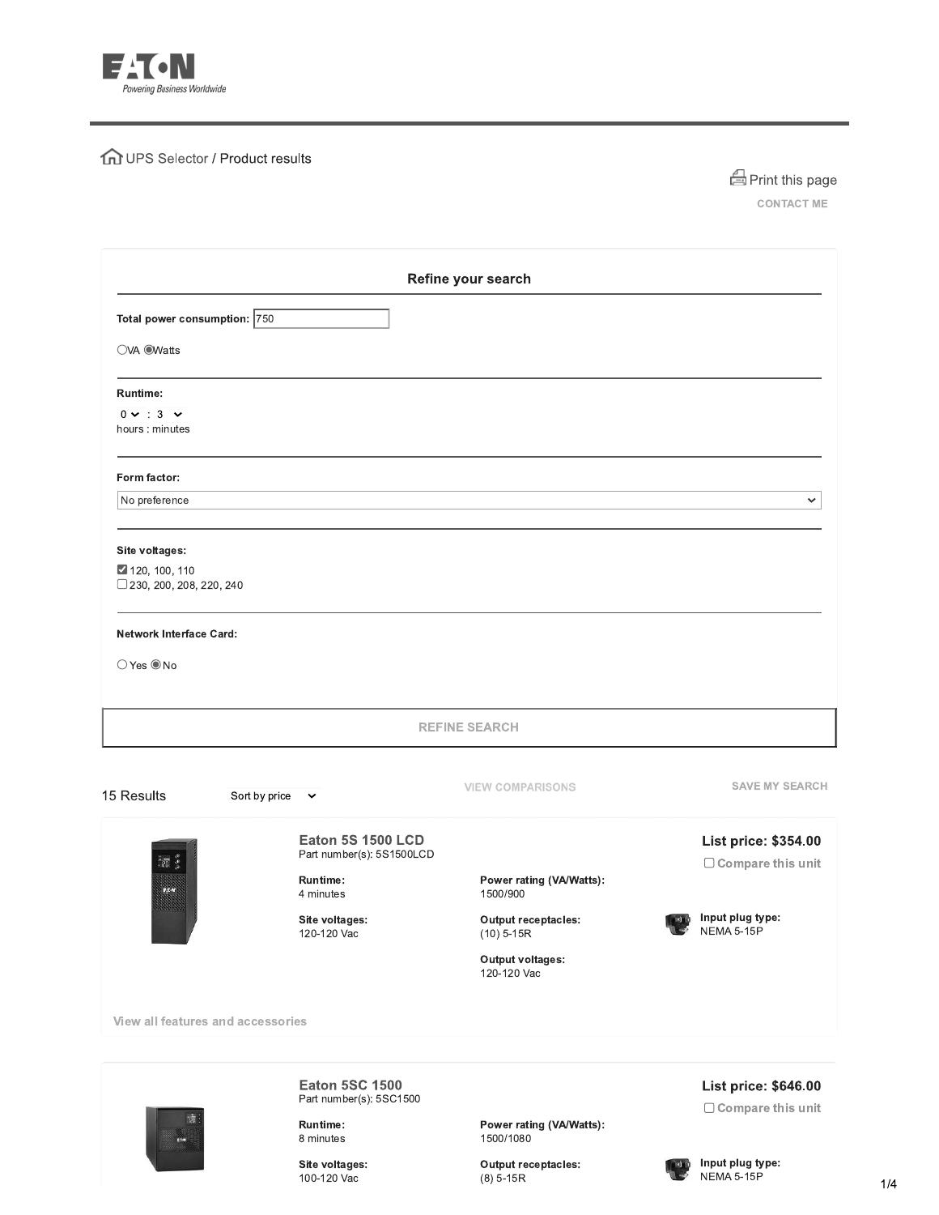Powering Business Worldwide

UPS Selector / Product results

Print this page

CONTACT ME

## Refine your search

**Total power consumption:** 750

○VA ◉Watts

**Runtime:**

0 : 3

hours : minutes

**Form factor:**

No preference

**Site voltages:**

☑ 120, 100, 110

☐ 230, 200, 208, 220, 240

**Network Interface Card:**

○Yes ◉No

REFINE SEARCH

15 Results Sort by price

VIEW COMPARISONS

SAVE MY SEARCH

### Eaton 5S 1500 LCD

Part number(s): 5S1500LCD

**List price: $354.00**

☐ Compare this unit

**Runtime:**
4 minutes

**Power rating (VA/Watts):**
1500/900

**Site voltages:**
120-120 Vac

**Output receptacles:**
(10) 5-15R

**Input plug type:**
NEMA 5-15P

**Output voltages:**
120-120 Vac

View all features and accessories

### Eaton 5SC 1500

Part number(s): 5SC1500

**List price: $646.00**

☐ Compare this unit

**Runtime:**
8 minutes

**Power rating (VA/Watts):**
1500/1080

**Site voltages:**
100-120 Vac

**Output receptacles:**
(8) 5-15R

**Input plug type:**
NEMA 5-15P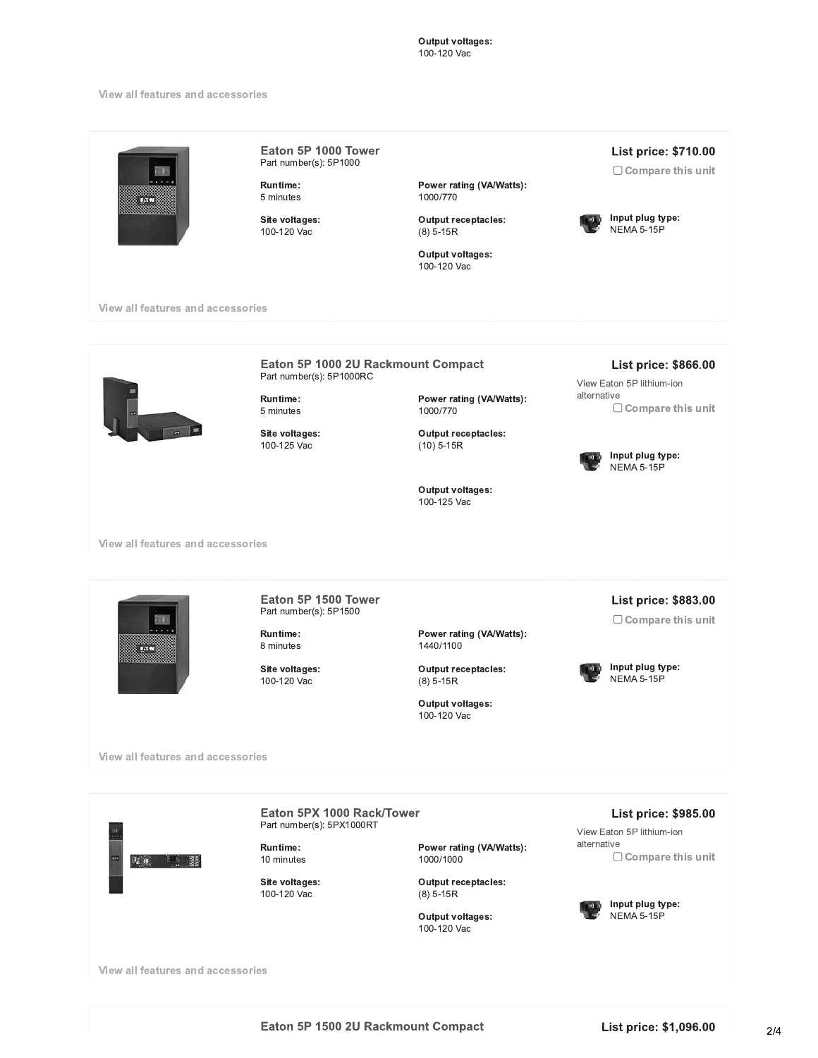**Output voltages:**
100-120 Vac

View all features and accessories

### Eaton 5P 1000 Tower

Part number(s): 5P1000

**List price: $710.00**

Compare this unit

**Runtime:**
5 minutes

**Power rating (VA/Watts):**
1000/770

**Site voltages:**
100-120 Vac

**Output receptacles:**
(8) 5-15R

**Input plug type:**
NEMA 5-15P

**Output voltages:**
100-120 Vac

View all features and accessories

### Eaton 5P 1000 2U Rackmount Compact

Part number(s): 5P1000RC

**List price: $866.00**

View Eaton 5P lithium-ion alternative

Compare this unit

**Runtime:**
5 minutes

**Power rating (VA/Watts):**
1000/770

**Site voltages:**
100-125 Vac

**Output receptacles:**
(10) 5-15R

**Input plug type:**
NEMA 5-15P

**Output voltages:**
100-125 Vac

View all features and accessories

### Eaton 5P 1500 Tower

Part number(s): 5P1500

**List price: $883.00**

Compare this unit

**Runtime:**
8 minutes

**Power rating (VA/Watts):**
1440/1100

**Site voltages:**
100-120 Vac

**Output receptacles:**
(8) 5-15R

**Input plug type:**
NEMA 5-15P

**Output voltages:**
100-120 Vac

View all features and accessories

### Eaton 5PX 1000 Rack/Tower

Part number(s): 5PX1000RT

**List price: $985.00**

View Eaton 5P lithium-ion alternative

Compare this unit

**Runtime:**
10 minutes

**Power rating (VA/Watts):**
1000/1000

**Site voltages:**
100-120 Vac

**Output receptacles:**
(8) 5-15R

**Input plug type:**
NEMA 5-15P

**Output voltages:**
100-120 Vac

View all features and accessories

### Eaton 5P 1500 2U Rackmount Compact

**List price: $1,096.00**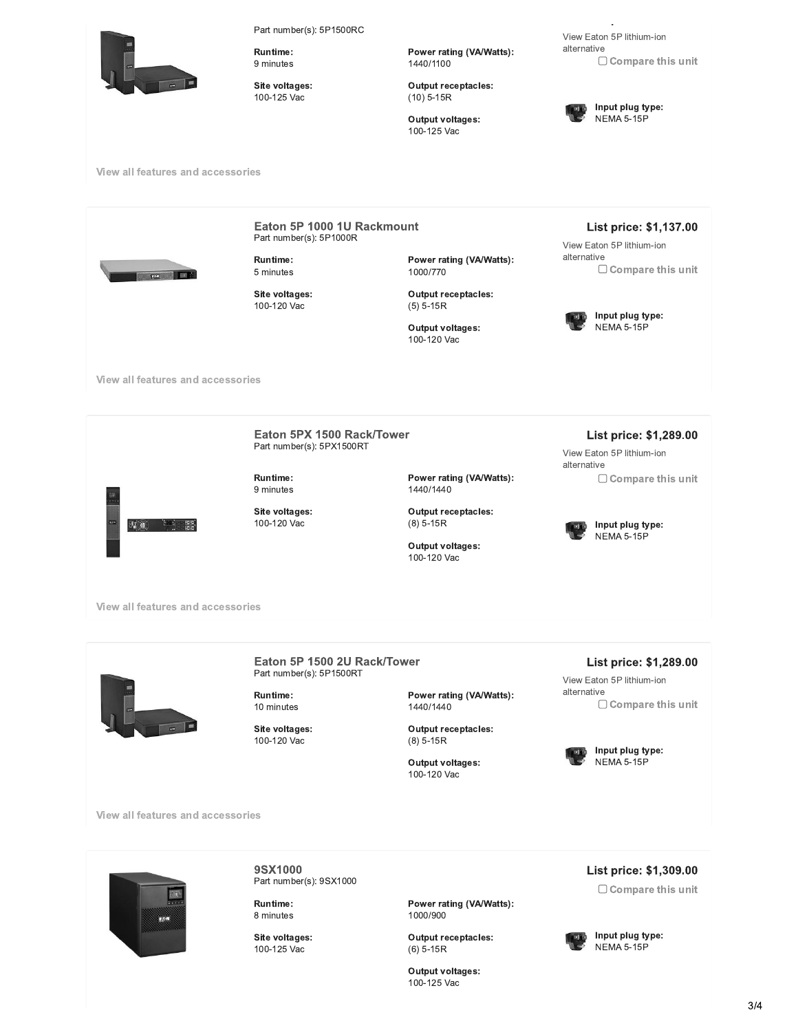Part number(s): 5P1500RC

**Runtime:**
9 minutes

**Site voltages:**
100-125 Vac

**Power rating (VA/Watts):**
1440/1100

**Output receptacles:**
(10) 5-15R

**Output voltages:**
100-125 Vac

View Eaton 5P lithium-ion alternative

Compare this unit

**Input plug type:**
NEMA 5-15P

View all features and accessories

### Eaton 5P 1000 1U Rackmount

Part number(s): 5P1000R

**List price: $1,137.00**

View Eaton 5P lithium-ion alternative

Compare this unit

**Runtime:**
5 minutes

**Site voltages:**
100-120 Vac

**Power rating (VA/Watts):**
1000/770

**Output receptacles:**
(5) 5-15R

**Output voltages:**
100-120 Vac

**Input plug type:**
NEMA 5-15P

View all features and accessories

### Eaton 5PX 1500 Rack/Tower

Part number(s): 5PX1500RT

**List price: $1,289.00**

View Eaton 5P lithium-ion alternative

Compare this unit

**Runtime:**
9 minutes

**Site voltages:**
100-120 Vac

**Power rating (VA/Watts):**
1440/1440

**Output receptacles:**
(8) 5-15R

**Output voltages:**
100-120 Vac

**Input plug type:**
NEMA 5-15P

View all features and accessories

### Eaton 5P 1500 2U Rack/Tower

Part number(s): 5P1500RT

**List price: $1,289.00**

View Eaton 5P lithium-ion alternative

Compare this unit

**Runtime:**
10 minutes

**Site voltages:**
100-120 Vac

**Power rating (VA/Watts):**
1440/1440

**Output receptacles:**
(8) 5-15R

**Output voltages:**
100-120 Vac

**Input plug type:**
NEMA 5-15P

View all features and accessories

### 9SX1000

Part number(s): 9SX1000

**List price: $1,309.00**

Compare this unit

**Runtime:**
8 minutes

**Site voltages:**
100-125 Vac

**Power rating (VA/Watts):**
1000/900

**Output receptacles:**
(6) 5-15R

**Output voltages:**
100-125 Vac

**Input plug type:**
NEMA 5-15P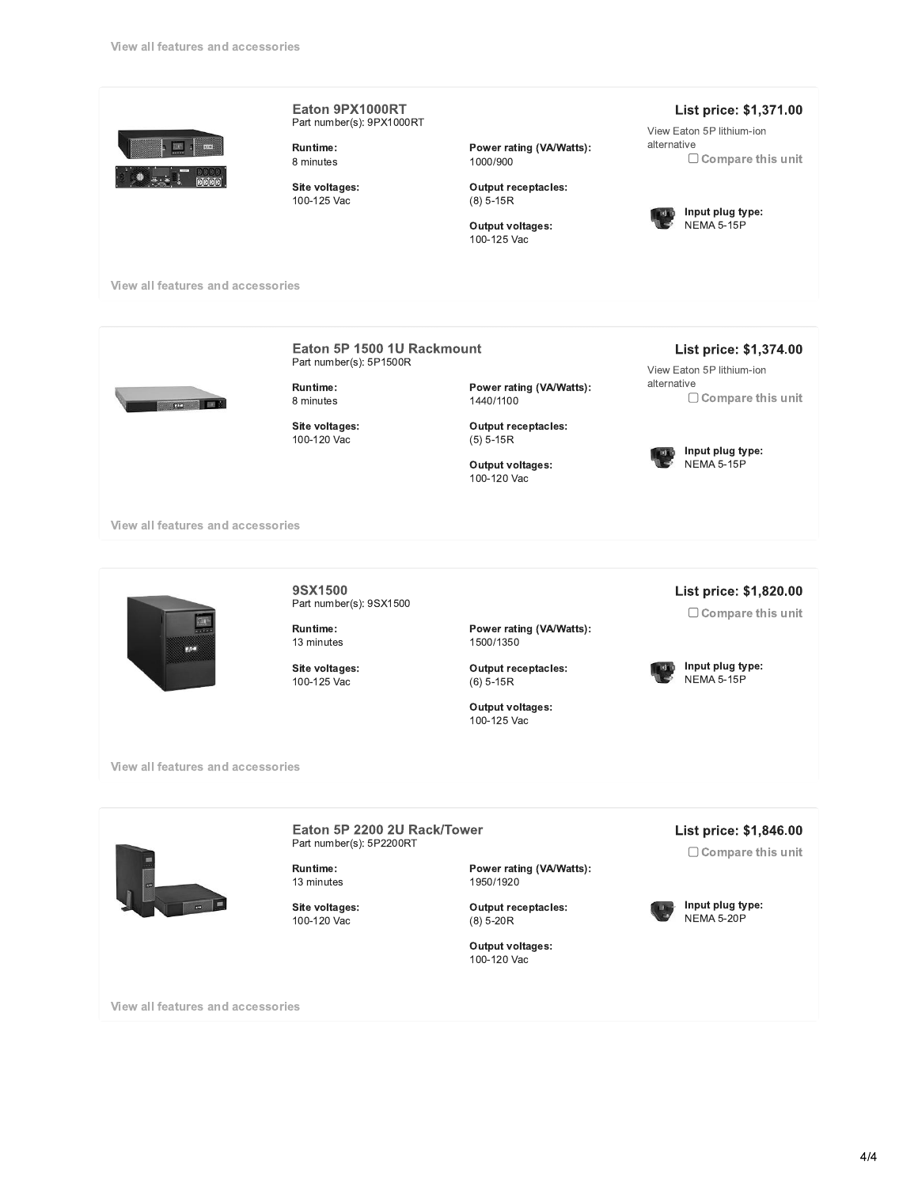View all features and accessories

## Eaton 9PX1000RT

Part number(s): 9PX1000RT

**List price: $1,371.00**

View Eaton 5P lithium-ion alternative

☐ Compare this unit

**Runtime:**
8 minutes

**Power rating (VA/Watts):**
1000/900

**Site voltages:**
100-125 Vac

**Output receptacles:**
(8) 5-15R

**Output voltages:**
100-125 Vac

**Input plug type:**
NEMA 5-15P

View all features and accessories

## Eaton 5P 1500 1U Rackmount

Part number(s): 5P1500R

**List price: $1,374.00**

View Eaton 5P lithium-ion alternative

☐ Compare this unit

**Runtime:**
8 minutes

**Power rating (VA/Watts):**
1440/1100

**Site voltages:**
100-120 Vac

**Output receptacles:**
(5) 5-15R

**Output voltages:**
100-120 Vac

**Input plug type:**
NEMA 5-15P

View all features and accessories

## 9SX1500

Part number(s): 9SX1500

**List price: $1,820.00**

☐ Compare this unit

**Runtime:**
13 minutes

**Power rating (VA/Watts):**
1500/1350

**Site voltages:**
100-125 Vac

**Output receptacles:**
(6) 5-15R

**Output voltages:**
100-125 Vac

**Input plug type:**
NEMA 5-15P

View all features and accessories

## Eaton 5P 2200 2U Rack/Tower

Part number(s): 5P2200RT

**List price: $1,846.00**

☐ Compare this unit

**Runtime:**
13 minutes

**Power rating (VA/Watts):**
1950/1920

**Site voltages:**
100-120 Vac

**Output receptacles:**
(8) 5-20R

**Output voltages:**
100-120 Vac

**Input plug type:**
NEMA 5-20P

View all features and accessories